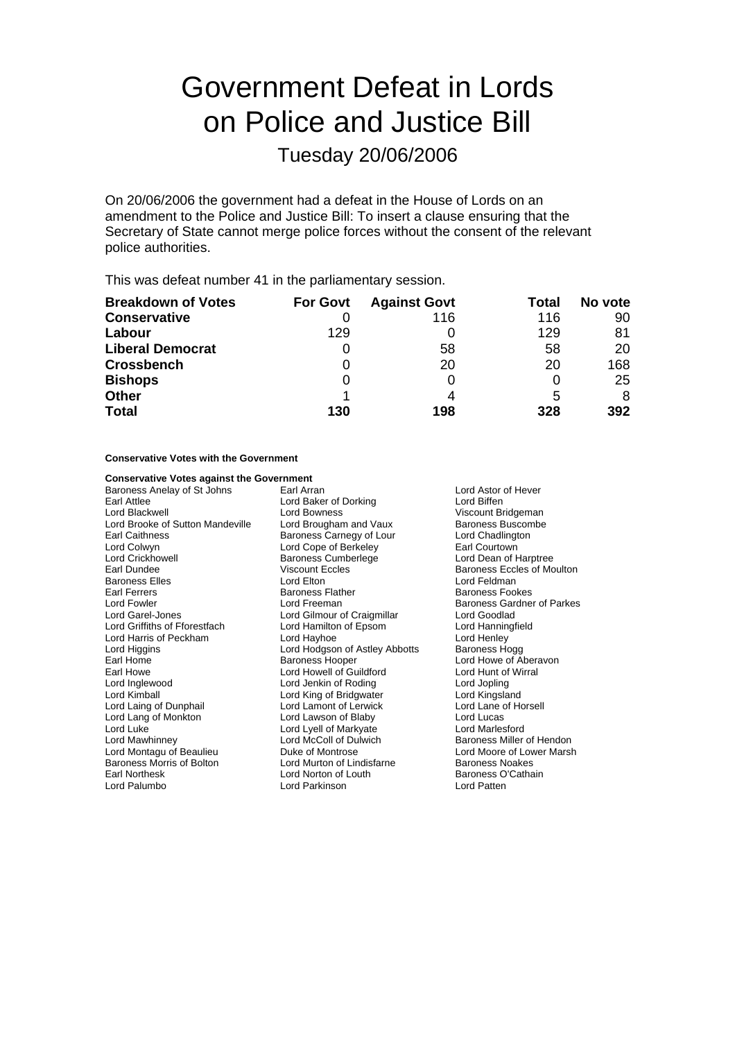# Government Defeat in Lords on Police and Justice Bill

## Tuesday 20/06/2006

On 20/06/2006 the government had a defeat in the House of Lords on an amendment to the Police and Justice Bill: To insert a clause ensuring that the Secretary of State cannot merge police forces without the consent of the relevant police authorities.

This was defeat number 41 in the parliamentary session.

| Breakdown of Votes | For Govt | Against Govt | Total | No vote |
|---|---|---|---|---|
| **Conservative** | 0 | 116 | 116 | 90 |
| **Labour** | 129 | 0 | 129 | 81 |
| **Liberal Democrat** | 0 | 58 | 58 | 20 |
| **Crossbench** | 0 | 20 | 20 | 168 |
| **Bishops** | 0 | 0 | 0 | 25 |
| **Other** | 1 | 4 | 5 | 8 |
| **Total** | **130** | **198** | **328** | **392** |

**Conservative Votes with the Government**

**Conservative Votes against the Government**

Baroness Anelay of St Johns
Earl Arran
Lord Astor of Hever
Earl Attlee
Lord Baker of Dorking
Lord Biffen
Lord Blackwell
Lord Bowness
Viscount Bridgeman
Lord Brooke of Sutton Mandeville
Lord Brougham and Vaux
Baroness Buscombe
Earl Caithness
Baroness Carnegy of Lour
Lord Chadlington
Lord Colwyn
Lord Cope of Berkeley
Earl Courtown
Lord Crickhowell
Baroness Cumberlege
Lord Dean of Harptree
Earl Dundee
Viscount Eccles
Baroness Eccles of Moulton
Baroness Elles
Lord Elton
Lord Feldman
Earl Ferrers
Baroness Flather
Baroness Fookes
Lord Fowler
Lord Freeman
Baroness Gardner of Parkes
Lord Garel-Jones
Lord Gilmour of Craigmillar
Lord Goodlad
Lord Griffiths of Fforestfach
Lord Hamilton of Epsom
Lord Hanningfield
Lord Harris of Peckham
Lord Hayhoe
Lord Henley
Lord Higgins
Lord Hodgson of Astley Abbotts
Baroness Hogg
Earl Home
Baroness Hooper
Lord Howe of Aberavon
Earl Howe
Lord Howell of Guildford
Lord Hunt of Wirral
Lord Inglewood
Lord Jenkin of Roding
Lord Jopling
Lord Kimball
Lord King of Bridgwater
Lord Kingsland
Lord Laing of Dunphail
Lord Lamont of Lerwick
Lord Lane of Horsell
Lord Lang of Monkton
Lord Lawson of Blaby
Lord Lucas
Lord Luke
Lord Lyell of Markyate
Lord Marlesford
Lord Mawhinney
Lord McColl of Dulwich
Baroness Miller of Hendon
Lord Montagu of Beaulieu
Duke of Montrose
Lord Moore of Lower Marsh
Baroness Morris of Bolton
Lord Murton of Lindisfarne
Baroness Noakes
Earl Northesk
Lord Norton of Louth
Baroness O'Cathain
Lord Palumbo
Lord Parkinson
Lord Patten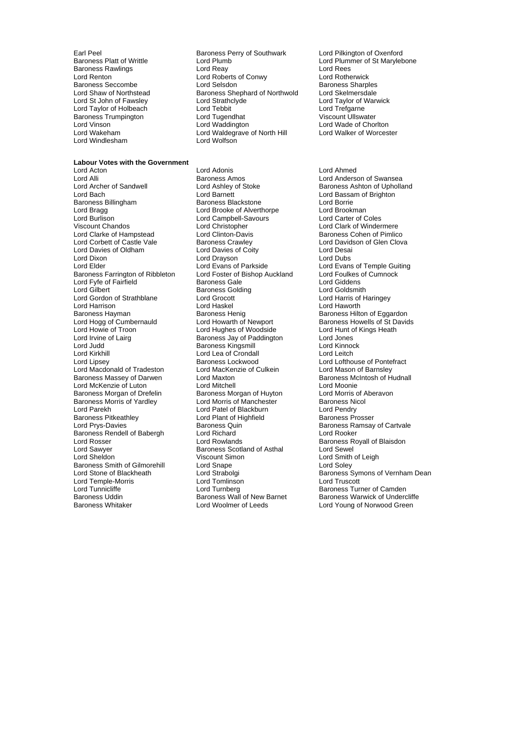Earl Peel
Baroness Perry of Southwark
Lord Pilkington of Oxenford
Baroness Platt of Writtle
Lord Plumb
Lord Plummer of St Marylebone
Baroness Rawlings
Lord Reay
Lord Rees
Lord Renton
Lord Roberts of Conwy
Lord Rotherwick
Baroness Seccombe
Lord Selsdon
Baroness Sharples
Lord Shaw of Northstead
Baroness Shephard of Northwold
Lord Skelmersdale
Lord St John of Fawsley
Lord Strathclyde
Lord Taylor of Warwick
Lord Taylor of Holbeach
Lord Tebbit
Lord Trefgarne
Baroness Trumpington
Lord Tugendhat
Viscount Ullswater
Lord Vinson
Lord Waddington
Lord Wade of Chorlton
Lord Wakeham
Lord Waldegrave of North Hill
Lord Walker of Worcester
Lord Windlesham
Lord Wolfson

**Labour Votes with the Government**

Lord Acton
Lord Adonis
Lord Ahmed
Lord Alli
Baroness Amos
Lord Anderson of Swansea
Lord Archer of Sandwell
Lord Ashley of Stoke
Baroness Ashton of Upholland
Lord Bach
Lord Barnett
Lord Bassam of Brighton
Baroness Billingham
Baroness Blackstone
Lord Borrie
Lord Bragg
Lord Brooke of Alverthorpe
Lord Brookman
Lord Burlison
Lord Campbell-Savours
Lord Carter of Coles
Viscount Chandos
Lord Christopher
Lord Clark of Windermere
Lord Clarke of Hampstead
Lord Clinton-Davis
Baroness Cohen of Pimlico
Lord Corbett of Castle Vale
Baroness Crawley
Lord Davidson of Glen Clova
Lord Davies of Oldham
Lord Davies of Coity
Lord Desai
Lord Dixon
Lord Drayson
Lord Dubs
Lord Elder
Lord Evans of Parkside
Lord Evans of Temple Guiting
Baroness Farrington of Ribbleton
Lord Foster of Bishop Auckland
Lord Foulkes of Cumnock
Lord Fyfe of Fairfield
Baroness Gale
Lord Giddens
Lord Gilbert
Baroness Golding
Lord Goldsmith
Lord Gordon of Strathblane
Lord Grocott
Lord Harris of Haringey
Lord Harrison
Lord Haskel
Lord Haworth
Baroness Hayman
Baroness Henig
Baroness Hilton of Eggardon
Lord Hogg of Cumbernauld
Lord Howarth of Newport
Baroness Howells of St Davids
Lord Howie of Troon
Lord Hughes of Woodside
Lord Hunt of Kings Heath
Lord Irvine of Lairg
Baroness Jay of Paddington
Lord Jones
Lord Judd
Baroness Kingsmill
Lord Kinnock
Lord Kirkhill
Lord Lea of Crondall
Lord Leitch
Lord Lipsey
Baroness Lockwood
Lord Lofthouse of Pontefract
Lord Macdonald of Tradeston
Lord MacKenzie of Culkein
Lord Mason of Barnsley
Baroness Massey of Darwen
Lord Maxton
Baroness McIntosh of Hudnall
Lord McKenzie of Luton
Lord Mitchell
Lord Moonie
Baroness Morgan of Drefelin
Baroness Morgan of Huyton
Lord Morris of Aberavon
Baroness Morris of Yardley
Lord Morris of Manchester
Baroness Nicol
Lord Parekh
Lord Patel of Blackburn
Lord Pendry
Baroness Pitkeathley
Lord Plant of Highfield
Baroness Prosser
Lord Prys-Davies
Baroness Quin
Baroness Ramsay of Cartvale
Baroness Rendell of Babergh
Lord Richard
Lord Rooker
Lord Rosser
Lord Rowlands
Baroness Royall of Blaisdon
Lord Sawyer
Baroness Scotland of Asthal
Lord Sewel
Lord Sheldon
Viscount Simon
Lord Smith of Leigh
Baroness Smith of Gilmorehill
Lord Snape
Lord Soley
Lord Stone of Blackheath
Lord Strabolgi
Baroness Symons of Vernham Dean
Lord Temple-Morris
Lord Tomlinson
Lord Truscott
Lord Tunnicliffe
Lord Turnberg
Baroness Turner of Camden
Baroness Uddin
Baroness Wall of New Barnet
Baroness Warwick of Undercliffe
Baroness Whitaker
Lord Woolmer of Leeds
Lord Young of Norwood Green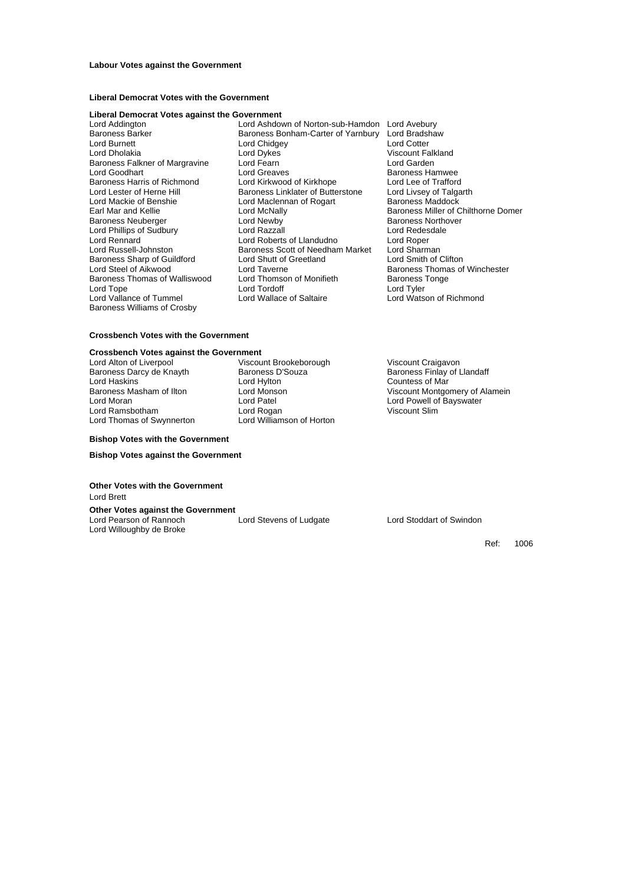**Labour Votes against the Government**

**Liberal Democrat Votes with the Government**

**Liberal Democrat Votes against the Government**

Lord Addington
Lord Ashdown of Norton-sub-Hamdon
Lord Avebury
Baroness Barker
Baroness Bonham-Carter of Yarnbury
Lord Bradshaw
Lord Burnett
Lord Chidgey
Lord Cotter
Lord Dholakia
Lord Dykes
Viscount Falkland
Baroness Falkner of Margravine
Lord Fearn
Lord Garden
Lord Goodhart
Lord Greaves
Baroness Hamwee
Baroness Harris of Richmond
Lord Kirkwood of Kirkhope
Lord Lee of Trafford
Lord Lester of Herne Hill
Baroness Linklater of Butterstone
Lord Livsey of Talgarth
Lord Mackie of Benshie
Lord Maclennan of Rogart
Baroness Maddock
Earl Mar and Kellie
Lord McNally
Baroness Miller of Chilthorne Domer
Baroness Neuberger
Lord Newby
Baroness Northover
Lord Phillips of Sudbury
Lord Razzall
Lord Redesdale
Lord Rennard
Lord Roberts of Llandudno
Lord Roper
Lord Russell-Johnston
Baroness Scott of Needham Market
Lord Sharman
Baroness Sharp of Guildford
Lord Shutt of Greetland
Lord Smith of Clifton
Lord Steel of Aikwood
Lord Taverne
Baroness Thomas of Winchester
Baroness Thomas of Walliswood
Lord Thomson of Monifieth
Baroness Tonge
Lord Tope
Lord Tordoff
Lord Tyler
Lord Vallance of Tummel
Lord Wallace of Saltaire
Lord Watson of Richmond
Baroness Williams of Crosby

**Crossbench Votes with the Government**

**Crossbench Votes against the Government**

Lord Alton of Liverpool
Viscount Brookeborough
Viscount Craigavon
Baroness Darcy de Knayth
Baroness D'Souza
Baroness Finlay of Llandaff
Lord Haskins
Lord Hylton
Countess of Mar
Baroness Masham of Ilton
Lord Monson
Viscount Montgomery of Alamein
Lord Moran
Lord Patel
Lord Powell of Bayswater
Lord Ramsbotham
Lord Rogan
Viscount Slim
Lord Thomas of Swynnerton
Lord Williamson of Horton

**Bishop Votes with the Government**

**Bishop Votes against the Government**

**Other Votes with the Government**

Lord Brett

**Other Votes against the Government**

Lord Pearson of Rannoch
Lord Stevens of Ludgate
Lord Stoddart of Swindon
Lord Willoughby de Broke

Ref: 1006